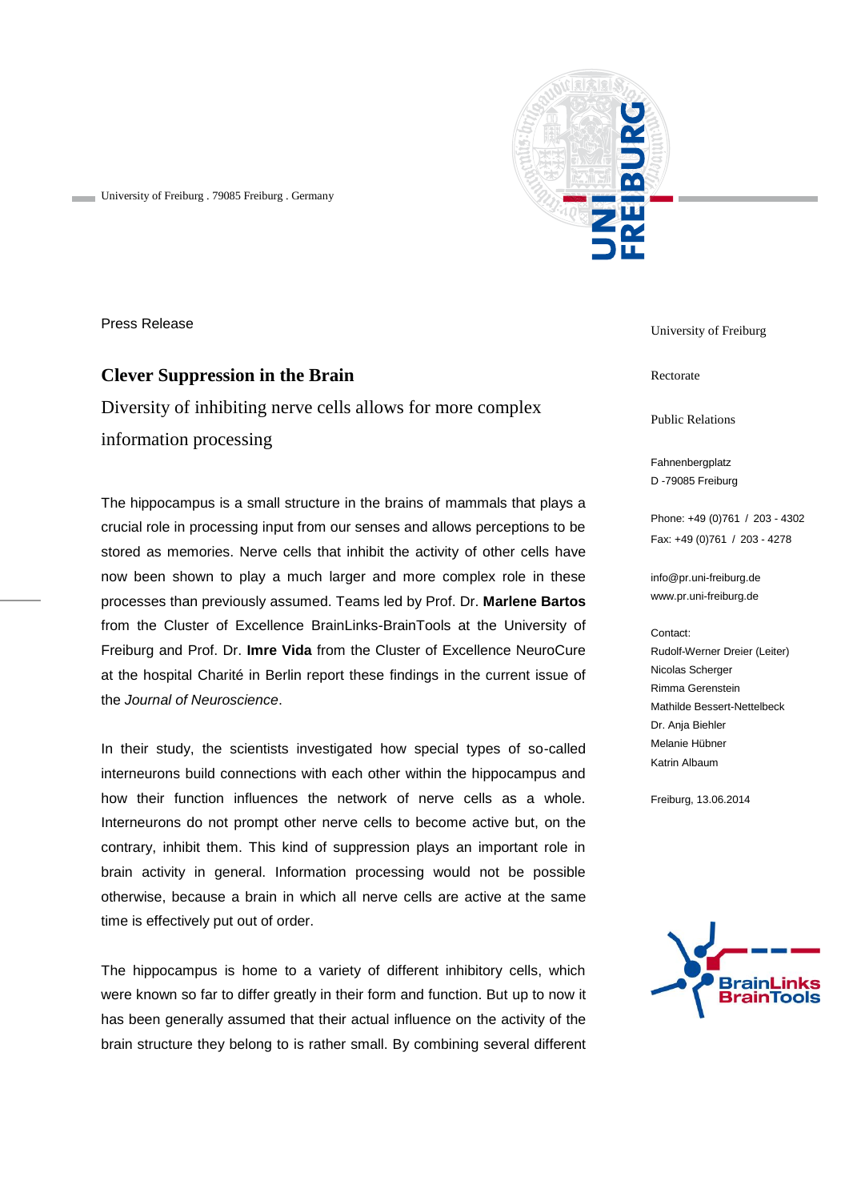University of Freiburg . 79085 Freiburg . Germany

Press Release

University of Freiburg

Rectorate

Public Relations

Fahnenbergplatz
D -79085 Freiburg

Phone: +49 (0)761 / 203 - 4302
Fax: +49 (0)761 / 203 - 4278

info@pr.uni-freiburg.de
www.pr.uni-freiburg.de

Contact:
Rudolf-Werner Dreier (Leiter)
Nicolas Scherger
Rimma Gerenstein
Mathilde Bessert-Nettelbeck
Dr. Anja Biehler
Melanie Hübner
Katrin Albaum

Freiburg, 13.06.2014

## Clever Suppression in the Brain

Diversity of inhibiting nerve cells allows for more complex information processing

The hippocampus is a small structure in the brains of mammals that plays a crucial role in processing input from our senses and allows perceptions to be stored as memories. Nerve cells that inhibit the activity of other cells have now been shown to play a much larger and more complex role in these processes than previously assumed. Teams led by Prof. Dr. **Marlene Bartos** from the Cluster of Excellence BrainLinks-BrainTools at the University of Freiburg and Prof. Dr. **Imre Vida** from the Cluster of Excellence NeuroCure at the hospital Charité in Berlin report these findings in the current issue of the *Journal of Neuroscience*.

In their study, the scientists investigated how special types of so-called interneurons build connections with each other within the hippocampus and how their function influences the network of nerve cells as a whole. Interneurons do not prompt other nerve cells to become active but, on the contrary, inhibit them. This kind of suppression plays an important role in brain activity in general. Information processing would not be possible otherwise, because a brain in which all nerve cells are active at the same time is effectively put out of order.

The hippocampus is home to a variety of different inhibitory cells, which were known so far to differ greatly in their form and function. But up to now it has been generally assumed that their actual influence on the activity of the brain structure they belong to is rather small. By combining several different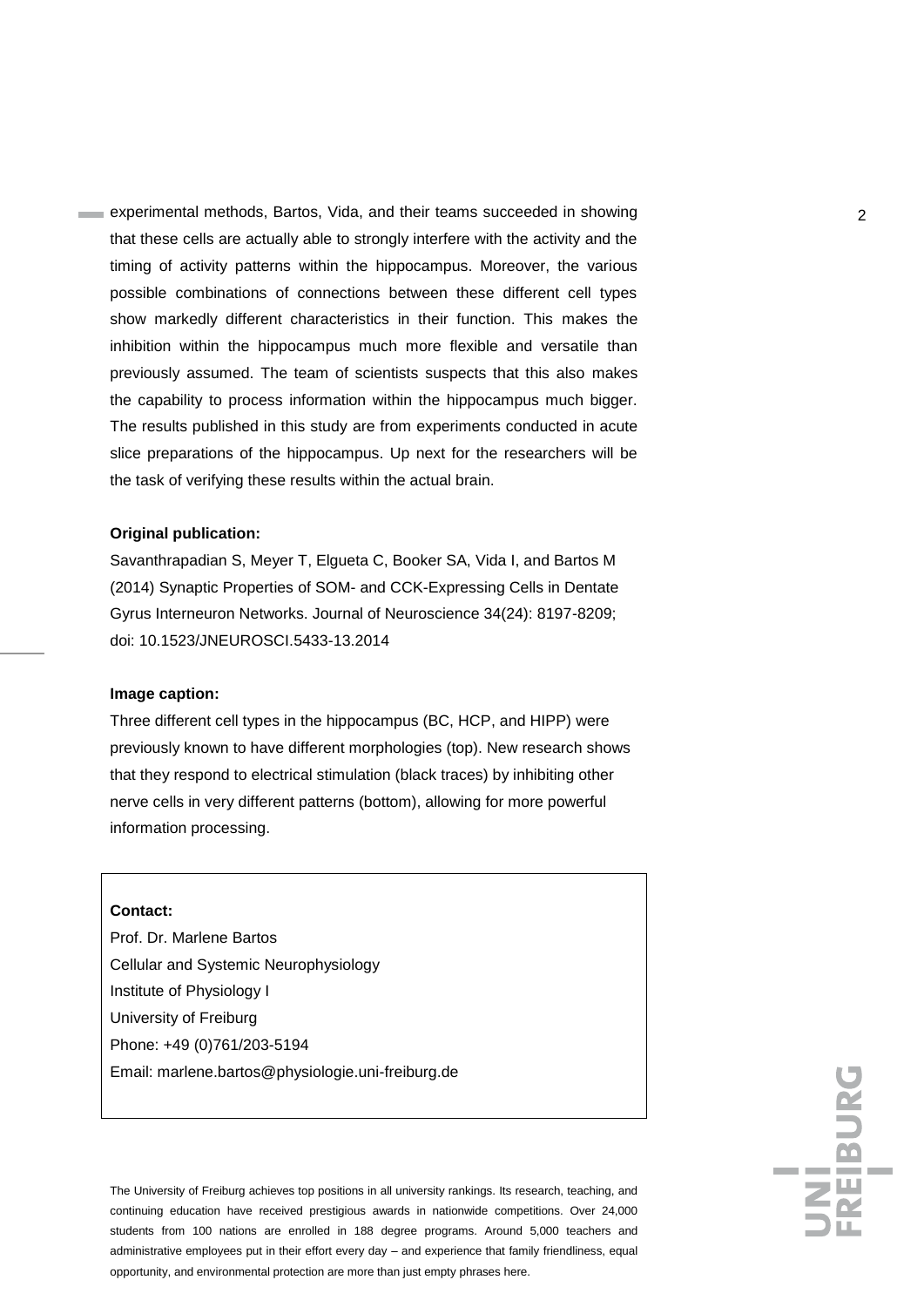experimental methods, Bartos, Vida, and their teams succeeded in showing that these cells are actually able to strongly interfere with the activity and the timing of activity patterns within the hippocampus. Moreover, the various possible combinations of connections between these different cell types show markedly different characteristics in their function. This makes the inhibition within the hippocampus much more flexible and versatile than previously assumed. The team of scientists suspects that this also makes the capability to process information within the hippocampus much bigger. The results published in this study are from experiments conducted in acute slice preparations of the hippocampus. Up next for the researchers will be the task of verifying these results within the actual brain.

**Original publication:**

Savanthrapadian S, Meyer T, Elgueta C, Booker SA, Vida I, and Bartos M (2014) Synaptic Properties of SOM- and CCK-Expressing Cells in Dentate Gyrus Interneuron Networks. Journal of Neuroscience 34(24): 8197-8209; doi: 10.1523/JNEUROSCI.5433-13.2014

**Image caption:**

Three different cell types in the hippocampus (BC, HCP, and HIPP) were previously known to have different morphologies (top). New research shows that they respond to electrical stimulation (black traces) by inhibiting other nerve cells in very different patterns (bottom), allowing for more powerful information processing.

**Contact:**

Prof. Dr. Marlene Bartos
Cellular and Systemic Neurophysiology
Institute of Physiology I
University of Freiburg
Phone: +49 (0)761/203-5194
Email: marlene.bartos@physiologie.uni-freiburg.de

The University of Freiburg achieves top positions in all university rankings. Its research, teaching, and continuing education have received prestigious awards in nationwide competitions. Over 24,000 students from 100 nations are enrolled in 188 degree programs. Around 5,000 teachers and administrative employees put in their effort every day – and experience that family friendliness, equal opportunity, and environmental protection are more than just empty phrases here.